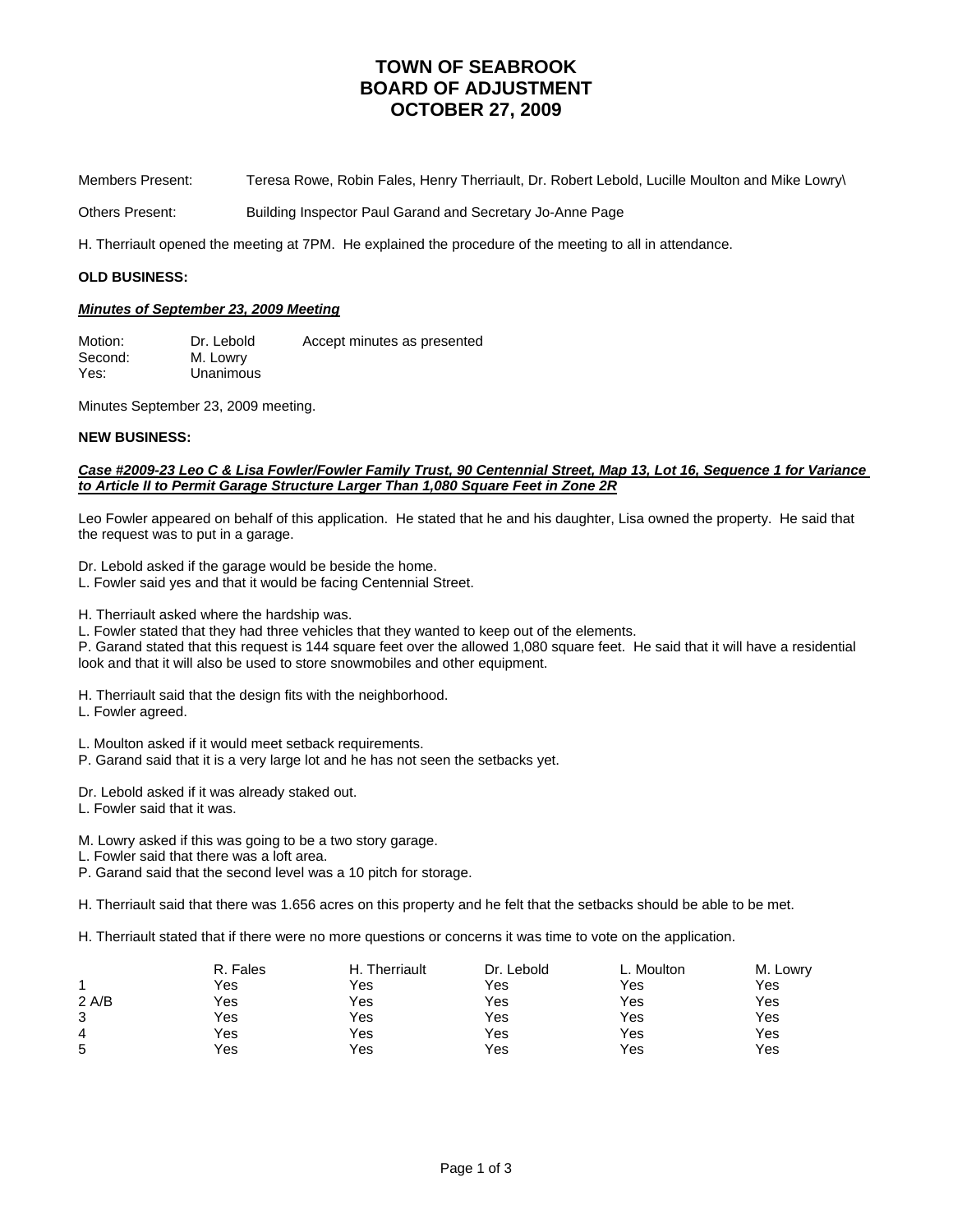# TOWN OF SEABROOK
# BOARD OF ADJUSTMENT
# OCTOBER 27, 2009

Members Present: Teresa Rowe, Robin Fales, Henry Therriault, Dr. Robert Lebold, Lucille Moulton and Mike Lowry\

Others Present: Building Inspector Paul Garand and Secretary Jo-Anne Page

H. Therriault opened the meeting at 7PM. He explained the procedure of the meeting to all in attendance.

**OLD BUSINESS:**

***Minutes of September 23, 2009 Meeting***

| | | |
|---|---|---|
| Motion: | Dr. Lebold | Accept minutes as presented |
| Second: | M. Lowry | |
| Yes: | Unanimous | |

Minutes September 23, 2009 meeting.

**NEW BUSINESS:**

***Case #2009-23 Leo C & Lisa Fowler/Fowler Family Trust, 90 Centennial Street, Map 13, Lot 16, Sequence 1 for Variance to Article II to Permit Garage Structure Larger Than 1,080 Square Feet in Zone 2R***

Leo Fowler appeared on behalf of this application. He stated that he and his daughter, Lisa owned the property. He said that the request was to put in a garage.

Dr. Lebold asked if the garage would be beside the home.
L. Fowler said yes and that it would be facing Centennial Street.

H. Therriault asked where the hardship was.
L. Fowler stated that they had three vehicles that they wanted to keep out of the elements.
P. Garand stated that this request is 144 square feet over the allowed 1,080 square feet. He said that it will have a residential look and that it will also be used to store snowmobiles and other equipment.

H. Therriault said that the design fits with the neighborhood.
L. Fowler agreed.

L. Moulton asked if it would meet setback requirements.
P. Garand said that it is a very large lot and he has not seen the setbacks yet.

Dr. Lebold asked if it was already staked out.
L. Fowler said that it was.

M. Lowry asked if this was going to be a two story garage.
L. Fowler said that there was a loft area.
P. Garand said that the second level was a 10 pitch for storage.

H. Therriault said that there was 1.656 acres on this property and he felt that the setbacks should be able to be met.

H. Therriault stated that if there were no more questions or concerns it was time to vote on the application.

| | R. Fales | H. Therriault | Dr. Lebold | L. Moulton | M. Lowry |
|---|---|---|---|---|---|
| 1 | Yes | Yes | Yes | Yes | Yes |
| 2 A/B | Yes | Yes | Yes | Yes | Yes |
| 3 | Yes | Yes | Yes | Yes | Yes |
| 4 | Yes | Yes | Yes | Yes | Yes |
| 5 | Yes | Yes | Yes | Yes | Yes |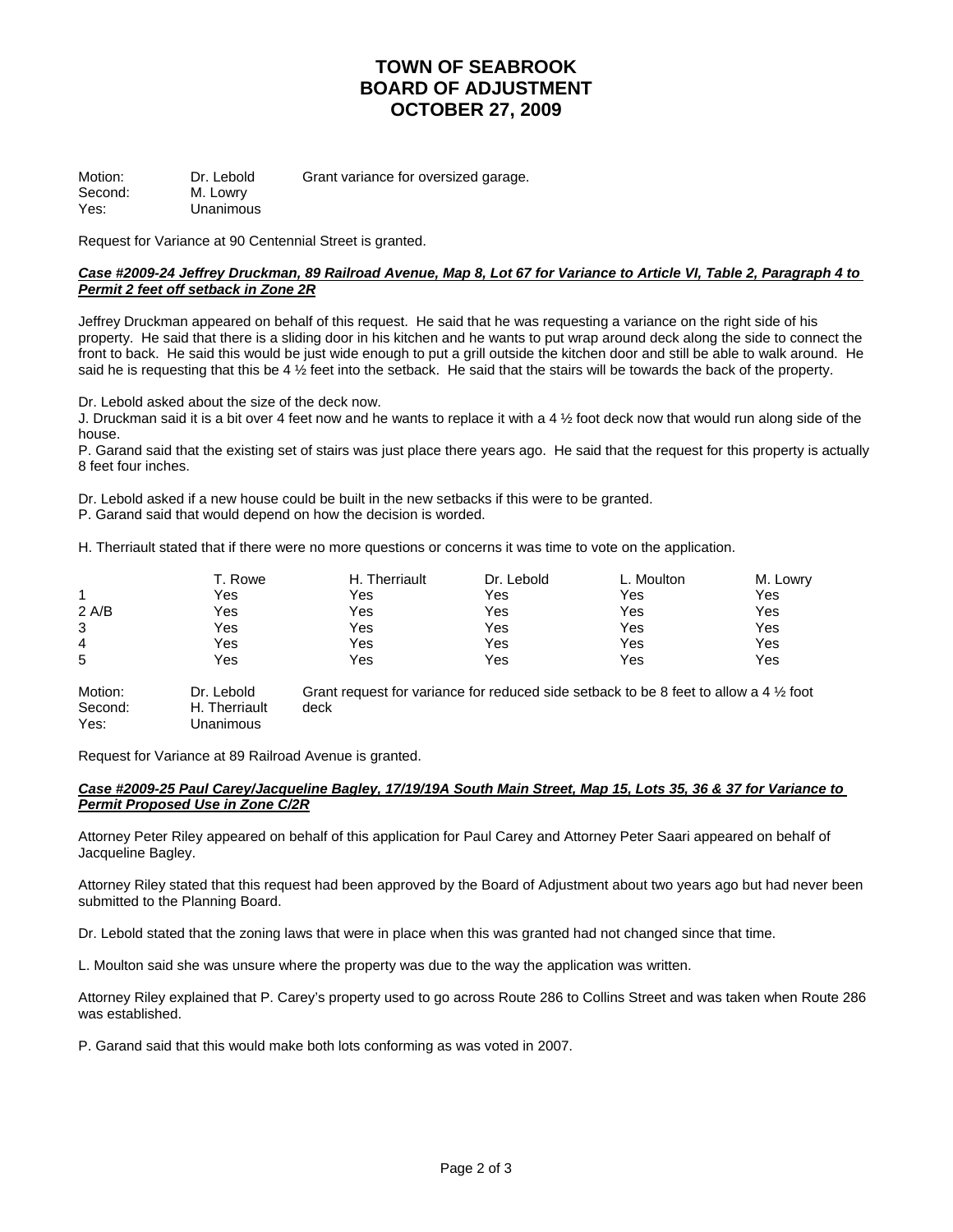# TOWN OF SEABROOK
# BOARD OF ADJUSTMENT
# OCTOBER 27, 2009

| | | |
|---|---|---|
| Motion: | Dr. Lebold | Grant variance for oversized garage. |
| Second: | M. Lowry | |
| Yes: | Unanimous | |

Request for Variance at 90 Centennial Street is granted.

***Case #2009-24 Jeffrey Druckman, 89 Railroad Avenue, Map 8, Lot 67 for Variance to Article VI, Table 2, Paragraph 4 to Permit 2 feet off setback in Zone 2R***

Jeffrey Druckman appeared on behalf of this request. He said that he was requesting a variance on the right side of his property. He said that there is a sliding door in his kitchen and he wants to put wrap around deck along the side to connect the front to back. He said this would be just wide enough to put a grill outside the kitchen door and still be able to walk around. He said he is requesting that this be 4 ½ feet into the setback. He said that the stairs will be towards the back of the property.

Dr. Lebold asked about the size of the deck now.

J. Druckman said it is a bit over 4 feet now and he wants to replace it with a 4 ½ foot deck now that would run along side of the house.

P. Garand said that the existing set of stairs was just place there years ago. He said that the request for this property is actually 8 feet four inches.

Dr. Lebold asked if a new house could be built in the new setbacks if this were to be granted.

P. Garand said that would depend on how the decision is worded.

H. Therriault stated that if there were no more questions or concerns it was time to vote on the application.

| | T. Rowe | H. Therriault | Dr. Lebold | L. Moulton | M. Lowry |
|---|---|---|---|---|---|
| 1 | Yes | Yes | Yes | Yes | Yes |
| 2 A/B | Yes | Yes | Yes | Yes | Yes |
| 3 | Yes | Yes | Yes | Yes | Yes |
| 4 | Yes | Yes | Yes | Yes | Yes |
| 5 | Yes | Yes | Yes | Yes | Yes |

| | | |
|---|---|---|
| Motion: | Dr. Lebold | Grant request for variance for reduced side setback to be 8 feet to allow a 4 ½ foot deck |
| Second: | H. Therriault | |
| Yes: | Unanimous | |

Request for Variance at 89 Railroad Avenue is granted.

***Case #2009-25 Paul Carey/Jacqueline Bagley, 17/19/19A South Main Street, Map 15, Lots 35, 36 & 37 for Variance to Permit Proposed Use in Zone C/2R***

Attorney Peter Riley appeared on behalf of this application for Paul Carey and Attorney Peter Saari appeared on behalf of Jacqueline Bagley.

Attorney Riley stated that this request had been approved by the Board of Adjustment about two years ago but had never been submitted to the Planning Board.

Dr. Lebold stated that the zoning laws that were in place when this was granted had not changed since that time.

L. Moulton said she was unsure where the property was due to the way the application was written.

Attorney Riley explained that P. Carey's property used to go across Route 286 to Collins Street and was taken when Route 286 was established.

P. Garand said that this would make both lots conforming as was voted in 2007.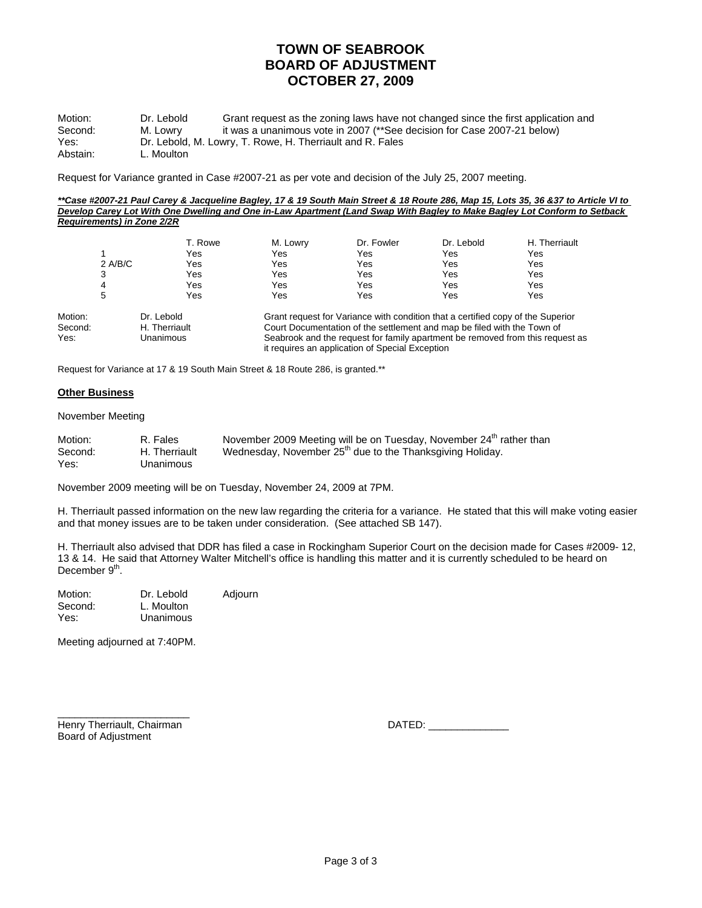# TOWN OF SEABROOK
# BOARD OF ADJUSTMENT
# OCTOBER 27, 2009

| | | |
|---|---|---|
| Motion: | Dr. Lebold | Grant request as the zoning laws have not changed since the first application and |
| Second: | M. Lowry | it was a unanimous vote in 2007 (**See decision for Case 2007-21 below) |
| Yes: | Dr. Lebold, M. Lowry, T. Rowe, H. Therriault and R. Fales | |
| Abstain: | L. Moulton | |

Request for Variance granted in Case #2007-21 as per vote and decision of the July 25, 2007 meeting.

***<u>**Case #2007-21 Paul Carey & Jacqueline Bagley, 17 & 19 South Main Street & 18 Route 286, Map 15, Lots 35, 36 &37 to Article VI to Develop Carey Lot With One Dwelling and One in-Law Apartment (Land Swap With Bagley to Make Bagley Lot Conform to Setback Requirements) in Zone 2/2R</u>***

| | T. Rowe | M. Lowry | Dr. Fowler | Dr. Lebold | H. Therriault |
|---|---|---|---|---|---|
| 1 | Yes | Yes | Yes | Yes | Yes |
| 2 A/B/C | Yes | Yes | Yes | Yes | Yes |
| 3 | Yes | Yes | Yes | Yes | Yes |
| 4 | Yes | Yes | Yes | Yes | Yes |
| 5 | Yes | Yes | Yes | Yes | Yes |

| | | |
|---|---|---|
| Motion: | Dr. Lebold | Grant request for Variance with condition that a certified copy of the Superior |
| Second: | H. Therriault | Court Documentation of the settlement and map be filed with the Town of |
| Yes: | Unanimous | Seabrook and the request for family apartment be removed from this request as it requires an application of Special Exception |

Request for Variance at 17 & 19 South Main Street & 18 Route 286, is granted.**

**<u>Other Business</u>**

November Meeting

| | | |
|---|---|---|
| Motion: | R. Fales | November 2009 Meeting will be on Tuesday, November 24th rather than |
| Second: | H. Therriault | Wednesday, November 25th due to the Thanksgiving Holiday. |
| Yes: | Unanimous | |

November 2009 meeting will be on Tuesday, November 24, 2009 at 7PM.

H. Therriault passed information on the new law regarding the criteria for a variance. He stated that this will make voting easier and that money issues are to be taken under consideration. (See attached SB 147).

H. Therriault also advised that DDR has filed a case in Rockingham Superior Court on the decision made for Cases #2009- 12, 13 & 14. He said that Attorney Walter Mitchell's office is handling this matter and it is currently scheduled to be heard on December 9th.

| | | |
|---|---|---|
| Motion: | Dr. Lebold | Adjourn |
| Second: | L. Moulton | |
| Yes: | Unanimous | |

Meeting adjourned at 7:40PM.

\_\_\_\_\_\_\_\_\_\_\_\_\_\_\_\_\_\_\_\_\_\_\_\_
Henry Therriault, Chairman
Board of Adjustment

DATED: \_\_\_\_\_\_\_\_\_\_\_\_\_\_